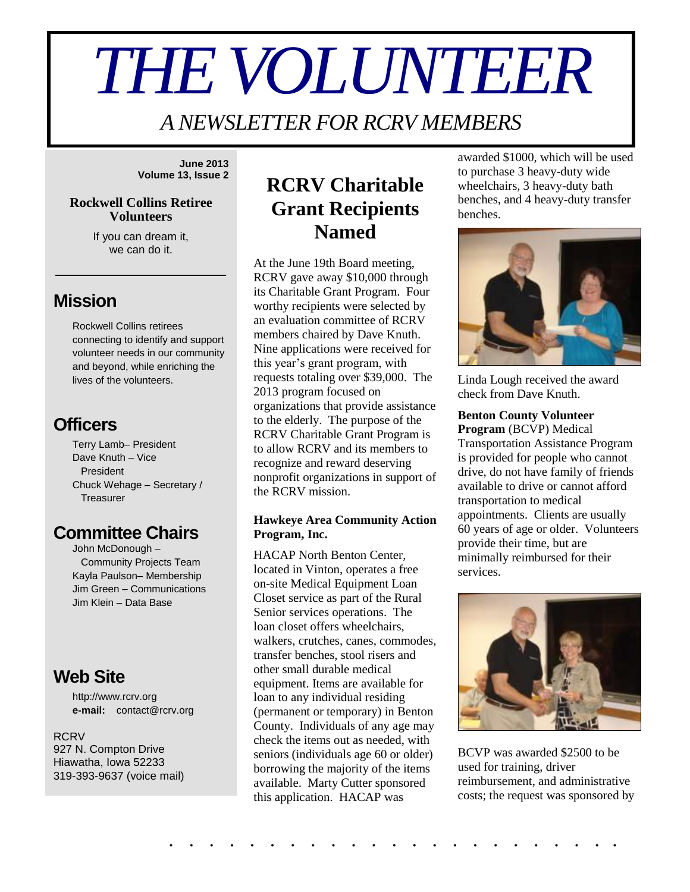# THE VOLUNTEER

*A NEWSLETTER FOR RCRV MEMBERS*

**June 2013**
**Volume 13, Issue 2**

**Rockwell Collins Retiree Volunteers**

If you can dream it, we can do it.

## Mission

Rockwell Collins retirees connecting to identify and support volunteer needs in our community and beyond, while enriching the lives of the volunteers.

## Officers

Terry Lamb– President
Dave Knuth – Vice President
Chuck Wehage – Secretary / Treasurer

## Committee Chairs

John McDonough – Community Projects Team
Kayla Paulson– Membership
Jim Green – Communications
Jim Klein – Data Base

## Web Site

http://www.rcrv.org
**e-mail:** contact@rcrv.org

RCRV
927 N. Compton Drive
Hiawatha, Iowa 52233
319-393-9637 (voice mail)

# RCRV Charitable Grant Recipients Named

At the June 19th Board meeting, RCRV gave away $10,000 through its Charitable Grant Program. Four worthy recipients were selected by an evaluation committee of RCRV members chaired by Dave Knuth. Nine applications were received for this year's grant program, with requests totaling over $39,000. The 2013 program focused on organizations that provide assistance to the elderly. The purpose of the RCRV Charitable Grant Program is to allow RCRV and its members to recognize and reward deserving nonprofit organizations in support of the RCRV mission.

### Hawkeye Area Community Action Program, Inc.

HACAP North Benton Center, located in Vinton, operates a free on-site Medical Equipment Loan Closet service as part of the Rural Senior services operations. The loan closet offers wheelchairs, walkers, crutches, canes, commodes, transfer benches, stool risers and other small durable medical equipment. Items are available for loan to any individual residing (permanent or temporary) in Benton County. Individuals of any age may check the items out as needed, with seniors (individuals age 60 or older) borrowing the majority of the items available. Marty Cutter sponsored this application. HACAP was awarded $1000, which will be used to purchase 3 heavy-duty wide wheelchairs, 3 heavy-duty bath benches, and 4 heavy-duty transfer benches.

Linda Lough received the award check from Dave Knuth.

**Benton County Volunteer Program** (BCVP) Medical Transportation Assistance Program is provided for people who cannot drive, do not have family of friends available to drive or cannot afford transportation to medical appointments. Clients are usually 60 years of age or older. Volunteers provide their time, but are minimally reimbursed for their services.

BCVP was awarded $2500 to be used for training, driver reimbursement, and administrative costs; the request was sponsored by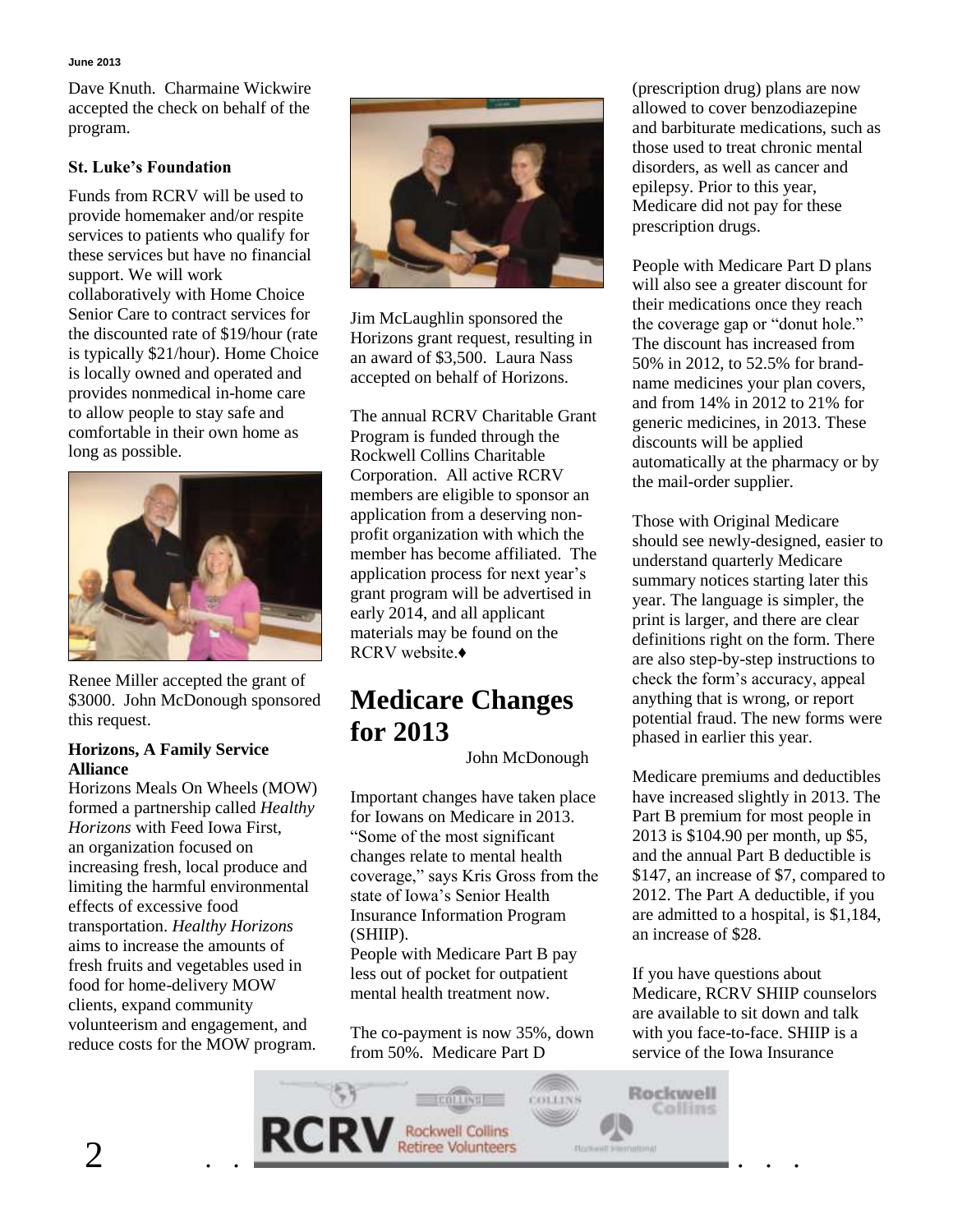Dave Knuth. Charmaine Wickwire accepted the check on behalf of the program.

### St. Luke's Foundation

Funds from RCRV will be used to provide homemaker and/or respite services to patients who qualify for these services but have no financial support. We will work collaboratively with Home Choice Senior Care to contract services for the discounted rate of $19/hour (rate is typically $21/hour). Home Choice is locally owned and operated and provides nonmedical in-home care to allow people to stay safe and comfortable in their own home as long as possible.

Renee Miller accepted the grant of $3000. John McDonough sponsored this request.

### Horizons, A Family Service Alliance

Horizons Meals On Wheels (MOW) formed a partnership called *Healthy Horizons* with Feed Iowa First, an organization focused on increasing fresh, local produce and limiting the harmful environmental effects of excessive food transportation. *Healthy Horizons* aims to increase the amounts of fresh fruits and vegetables used in food for home-delivery MOW clients, expand community volunteerism and engagement, and reduce costs for the MOW program.

Jim McLaughlin sponsored the Horizons grant request, resulting in an award of $3,500. Laura Nass accepted on behalf of Horizons.

The annual RCRV Charitable Grant Program is funded through the Rockwell Collins Charitable Corporation. All active RCRV members are eligible to sponsor an application from a deserving non-profit organization with which the member has become affiliated. The application process for next year's grant program will be advertised in early 2014, and all applicant materials may be found on the RCRV website.♦

# Medicare Changes for 2013

John McDonough

Important changes have taken place for Iowans on Medicare in 2013. "Some of the most significant changes relate to mental health coverage," says Kris Gross from the state of Iowa's Senior Health Insurance Information Program (SHIIP).

People with Medicare Part B pay less out of pocket for outpatient mental health treatment now.

The co-payment is now 35%, down from 50%. Medicare Part D (prescription drug) plans are now allowed to cover benzodiazepine and barbiturate medications, such as those used to treat chronic mental disorders, as well as cancer and epilepsy. Prior to this year, Medicare did not pay for these prescription drugs.

People with Medicare Part D plans will also see a greater discount for their medications once they reach the coverage gap or "donut hole." The discount has increased from 50% in 2012, to 52.5% for brand-name medicines your plan covers, and from 14% in 2012 to 21% for generic medicines, in 2013. These discounts will be applied automatically at the pharmacy or by the mail-order supplier.

Those with Original Medicare should see newly-designed, easier to understand quarterly Medicare summary notices starting later this year. The language is simpler, the print is larger, and there are clear definitions right on the form. There are also step-by-step instructions to check the form's accuracy, appeal anything that is wrong, or report potential fraud. The new forms were phased in earlier this year.

Medicare premiums and deductibles have increased slightly in 2013. The Part B premium for most people in 2013 is $104.90 per month, up $5, and the annual Part B deductible is $147, an increase of $7, compared to 2012. The Part A deductible, if you are admitted to a hospital, is $1,184, an increase of $28.

If you have questions about Medicare, RCRV SHIIP counselors are available to sit down and talk with you face-to-face. SHIIP is a service of the Iowa Insurance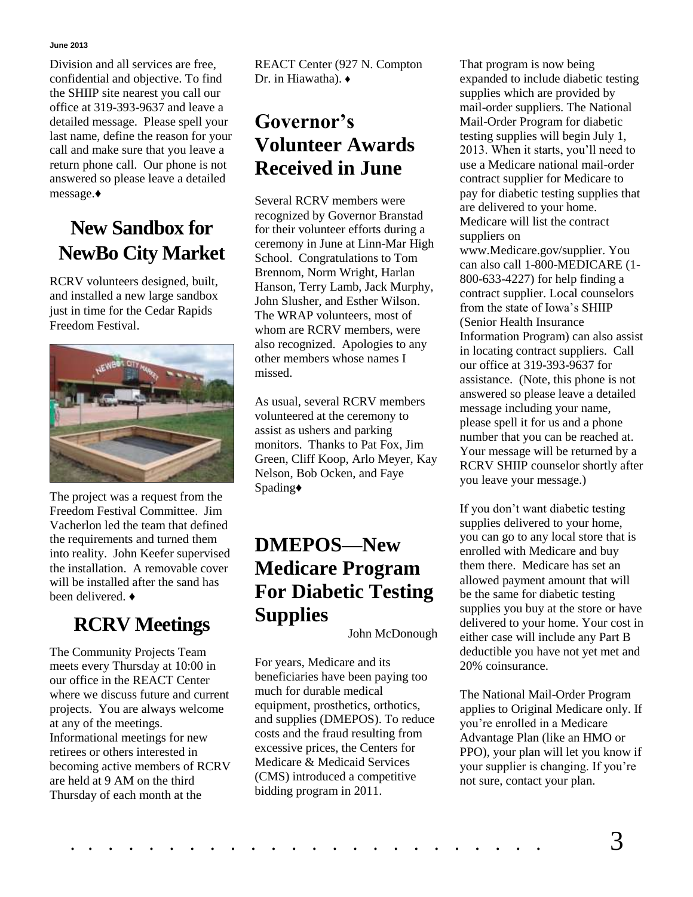Division and all services are free, confidential and objective. To find the SHIIP site nearest you call our office at 319-393-9637 and leave a detailed message. Please spell your last name, define the reason for your call and make sure that you leave a return phone call. Our phone is not answered so please leave a detailed message.♦

## New Sandbox for NewBo City Market

RCRV volunteers designed, built, and installed a new large sandbox just in time for the Cedar Rapids Freedom Festival.

The project was a request from the Freedom Festival Committee. Jim Vacherlon led the team that defined the requirements and turned them into reality. John Keefer supervised the installation. A removable cover will be installed after the sand has been delivered. ♦

## RCRV Meetings

The Community Projects Team meets every Thursday at 10:00 in our office in the REACT Center where we discuss future and current projects. You are always welcome at any of the meetings. Informational meetings for new retirees or others interested in becoming active members of RCRV are held at 9 AM on the third Thursday of each month at the REACT Center (927 N. Compton Dr. in Hiawatha). ♦

## Governor's Volunteer Awards Received in June

Several RCRV members were recognized by Governor Branstad for their volunteer efforts during a ceremony in June at Linn-Mar High School. Congratulations to Tom Brennom, Norm Wright, Harlan Hanson, Terry Lamb, Jack Murphy, John Slusher, and Esther Wilson. The WRAP volunteers, most of whom are RCRV members, were also recognized. Apologies to any other members whose names I missed.

As usual, several RCRV members volunteered at the ceremony to assist as ushers and parking monitors. Thanks to Pat Fox, Jim Green, Cliff Koop, Arlo Meyer, Kay Nelson, Bob Ocken, and Faye Spading♦

## DMEPOS—New Medicare Program For Diabetic Testing Supplies

John McDonough

For years, Medicare and its beneficiaries have been paying too much for durable medical equipment, prosthetics, orthotics, and supplies (DMEPOS). To reduce costs and the fraud resulting from excessive prices, the Centers for Medicare & Medicaid Services (CMS) introduced a competitive bidding program in 2011.

That program is now being expanded to include diabetic testing supplies which are provided by mail-order suppliers. The National Mail-Order Program for diabetic testing supplies will begin July 1, 2013. When it starts, you'll need to use a Medicare national mail-order contract supplier for Medicare to pay for diabetic testing supplies that are delivered to your home. Medicare will list the contract suppliers on www.Medicare.gov/supplier. You can also call 1-800-MEDICARE (1-800-633-4227) for help finding a contract supplier. Local counselors from the state of Iowa's SHIIP (Senior Health Insurance Information Program) can also assist in locating contract suppliers. Call our office at 319-393-9637 for assistance. (Note, this phone is not answered so please leave a detailed message including your name, please spell it for us and a phone number that you can be reached at. Your message will be returned by a RCRV SHIIP counselor shortly after you leave your message.)

If you don't want diabetic testing supplies delivered to your home, you can go to any local store that is enrolled with Medicare and buy them there. Medicare has set an allowed payment amount that will be the same for diabetic testing supplies you buy at the store or have delivered to your home. Your cost in either case will include any Part B deductible you have not yet met and 20% coinsurance.

The National Mail-Order Program applies to Original Medicare only. If you're enrolled in a Medicare Advantage Plan (like an HMO or PPO), your plan will let you know if your supplier is changing. If you're not sure, contact your plan.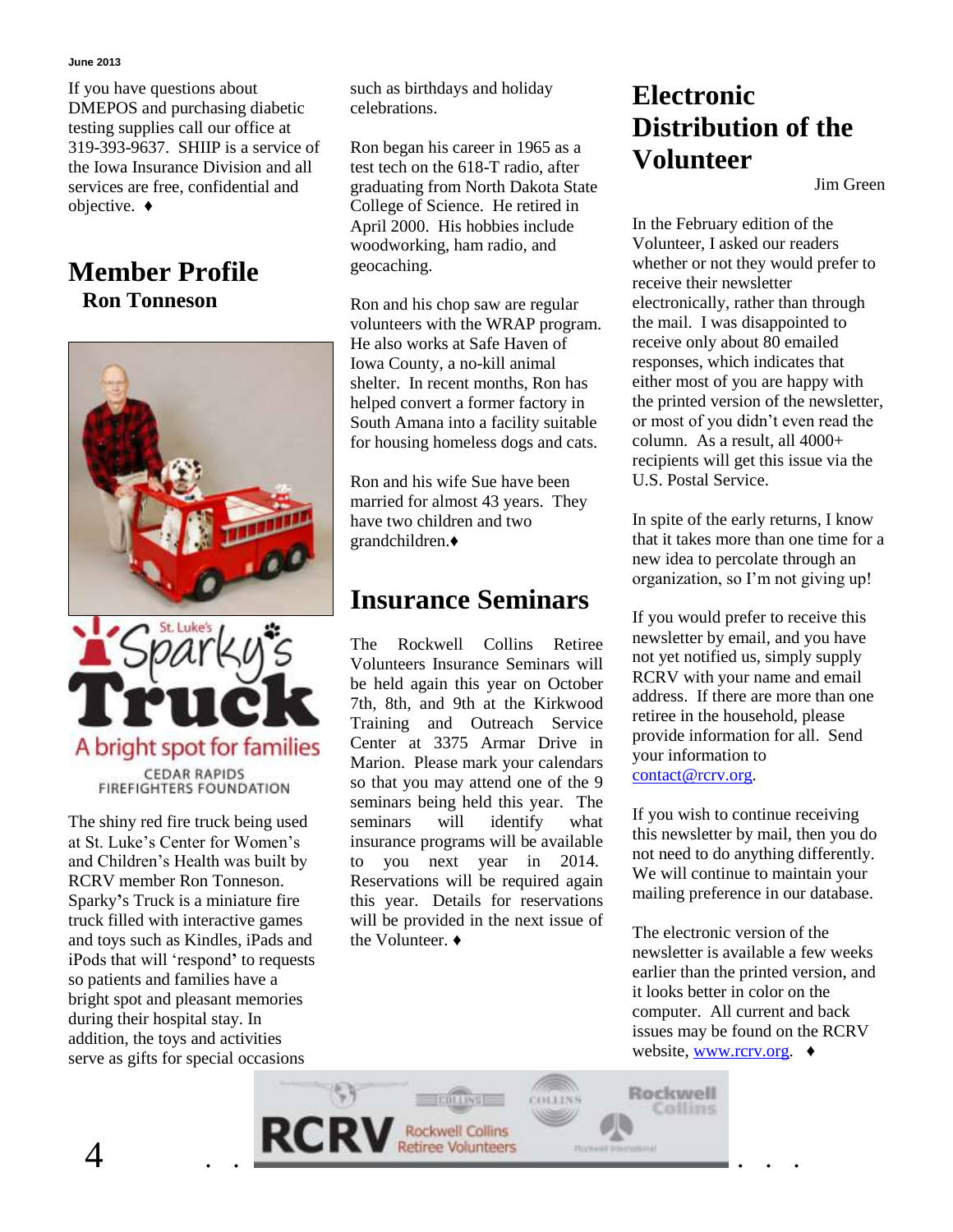If you have questions about DMEPOS and purchasing diabetic testing supplies call our office at 319-393-9637. SHIIP is a service of the Iowa Insurance Division and all services are free, confidential and objective. ♦

## Member Profile

### Ron Tonneson

St. Luke's Sparky's Truck

A bright spot for families

CEDAR RAPIDS FIREFIGHTERS FOUNDATION

The shiny red fire truck being used at St. Luke's Center for Women's and Children's Health was built by RCRV member Ron Tonneson. Sparky's Truck is a miniature fire truck filled with interactive games and toys such as Kindles, iPads and iPods that will 'respond' to requests so patients and families have a bright spot and pleasant memories during their hospital stay. In addition, the toys and activities serve as gifts for special occasions such as birthdays and holiday celebrations.

Ron began his career in 1965 as a test tech on the 618-T radio, after graduating from North Dakota State College of Science. He retired in April 2000. His hobbies include woodworking, ham radio, and geocaching.

Ron and his chop saw are regular volunteers with the WRAP program. He also works at Safe Haven of Iowa County, a no-kill animal shelter. In recent months, Ron has helped convert a former factory in South Amana into a facility suitable for housing homeless dogs and cats.

Ron and his wife Sue have been married for almost 43 years. They have two children and two grandchildren.♦

## Insurance Seminars

The Rockwell Collins Retiree Volunteers Insurance Seminars will be held again this year on October 7th, 8th, and 9th at the Kirkwood Training and Outreach Service Center at 3375 Armar Drive in Marion. Please mark your calendars so that you may attend one of the 9 seminars being held this year. The seminars will identify what insurance programs will be available to you next year in 2014. Reservations will be required again this year. Details for reservations will be provided in the next issue of the Volunteer. ♦

## Electronic Distribution of the Volunteer

Jim Green

In the February edition of the Volunteer, I asked our readers whether or not they would prefer to receive their newsletter electronically, rather than through the mail. I was disappointed to receive only about 80 emailed responses, which indicates that either most of you are happy with the printed version of the newsletter, or most of you didn't even read the column. As a result, all 4000+ recipients will get this issue via the U.S. Postal Service.

In spite of the early returns, I know that it takes more than one time for a new idea to percolate through an organization, so I'm not giving up!

If you would prefer to receive this newsletter by email, and you have not yet notified us, simply supply RCRV with your name and email address. If there are more than one retiree in the household, please provide information for all. Send your information to contact@rcrv.org.

If you wish to continue receiving this newsletter by mail, then you do not need to do anything differently. We will continue to maintain your mailing preference in our database.

The electronic version of the newsletter is available a few weeks earlier than the printed version, and it looks better in color on the computer. All current and back issues may be found on the RCRV website, www.rcrv.org. ♦

RCRV Rockwell Collins Retiree Volunteers